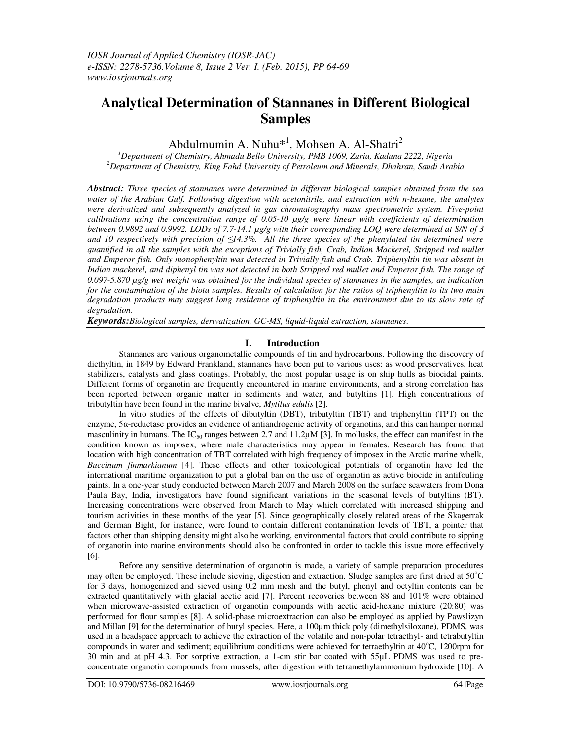# Analytical Determination of Stannanes in Different Biological Samples

Abdulmumin A. Nuhu*[1], Mohsen A. Al-Shatri[2]

[1]Department of Chemistry, Ahmadu Bello University, PMB 1069, Zaria, Kaduna 2222, Nigeria
[2]Department of Chemistry, King Fahd University of Petroleum and Minerals, Dhahran, Saudi Arabia

***Abstract:*** *Three species of stannanes were determined in different biological samples obtained from the sea water of the Arabian Gulf. Following digestion with acetonitrile, and extraction with n-hexane, the analytes were derivatized and subsequently analyzed in gas chromatography mass spectrometric system. Five-point calibrations using the concentration range of 0.05-10 µg/g were linear with coefficients of determination between 0.9892 and 0.9992. LODs of 7.7-14.1 µg/g with their corresponding LOQ were determined at S/N of 3 and 10 respectively with precision of ≤14.3%. All the three species of the phenylated tin determined were quantified in all the samples with the exceptions of Trivially fish, Crab, Indian Mackerel, Stripped red mullet and Emperor fish. Only monophenyltin was detected in Trivially fish and Crab. Triphenyltin tin was absent in Indian mackerel, and diphenyl tin was not detected in both Stripped red mullet and Emperor fish. The range of 0.097-5.870 µg/g wet weight was obtained for the individual species of stannanes in the samples, an indication for the contamination of the biota samples. Results of calculation for the ratios of triphenyltin to its two main degradation products may suggest long residence of triphenyltin in the environment due to its slow rate of degradation.*

***Keywords:*** *Biological samples, derivatization, GC-MS, liquid-liquid extraction, stannanes.*

## I. Introduction

Stannanes are various organometallic compounds of tin and hydrocarbons. Following the discovery of diethyltin, in 1849 by Edward Frankland, stannanes have been put to various uses: as wood preservatives, heat stabilizers, catalysts and glass coatings. Probably, the most popular usage is on ship hulls as biocidal paints. Different forms of organotin are frequently encountered in marine environments, and a strong correlation has been reported between organic matter in sediments and water, and butyltins [1]. High concentrations of tributyltin have been found in the marine bivalve, *Mytilus edulis* [2].

In vitro studies of the effects of dibutyltin (DBT), tributyltin (TBT) and triphenyltin (TPT) on the enzyme, 5α-reductase provides an evidence of antiandrogenic activity of organotins, and this can hamper normal masculinity in humans. The $IC_{50}$ ranges between 2.7 and 11.2µM [3]. In mollusks, the effect can manifest in the condition known as imposex, where male characteristics may appear in females. Research has found that location with high concentration of TBT correlated with high frequency of imposex in the Arctic marine whelk, *Buccinum finmarkianum* [4]. These effects and other toxicological potentials of organotin have led the international maritime organization to put a global ban on the use of organotin as active biocide in antifouling paints. In a one-year study conducted between March 2007 and March 2008 on the surface seawaters from Dona Paula Bay, India, investigators have found significant variations in the seasonal levels of butyltins (BT). Increasing concentrations were observed from March to May which correlated with increased shipping and tourism activities in these months of the year [5]. Since geographically closely related areas of the Skagerrak and German Bight, for instance, were found to contain different contamination levels of TBT, a pointer that factors other than shipping density might also be working, environmental factors that could contribute to sipping of organotin into marine environments should also be confronted in order to tackle this issue more effectively [6].

Before any sensitive determination of organotin is made, a variety of sample preparation procedures may often be employed. These include sieving, digestion and extraction. Sludge samples are first dried at 50°C for 3 days, homogenized and sieved using 0.2 mm mesh and the butyl, phenyl and octyltin contents can be extracted quantitatively with glacial acetic acid [7]. Percent recoveries between 88 and 101% were obtained when microwave-assisted extraction of organotin compounds with acetic acid-hexane mixture (20:80) was performed for flour samples [8]. A solid-phase microextraction can also be employed as applied by Pawslizyn and Millan [9] for the determination of butyl species. Here, a 100µm thick poly (dimethylsiloxane), PDMS, was used in a headspace approach to achieve the extraction of the volatile and non-polar tetraethyl- and tetrabutyltin compounds in water and sediment; equilibrium conditions were achieved for tetraethyltin at 40°C, 1200rpm for 30 min and at pH 4.3. For sorptive extraction, a 1-cm stir bar coated with 55µL PDMS was used to pre-concentrate organotin compounds from mussels, after digestion with tetramethylammonium hydroxide [10]. A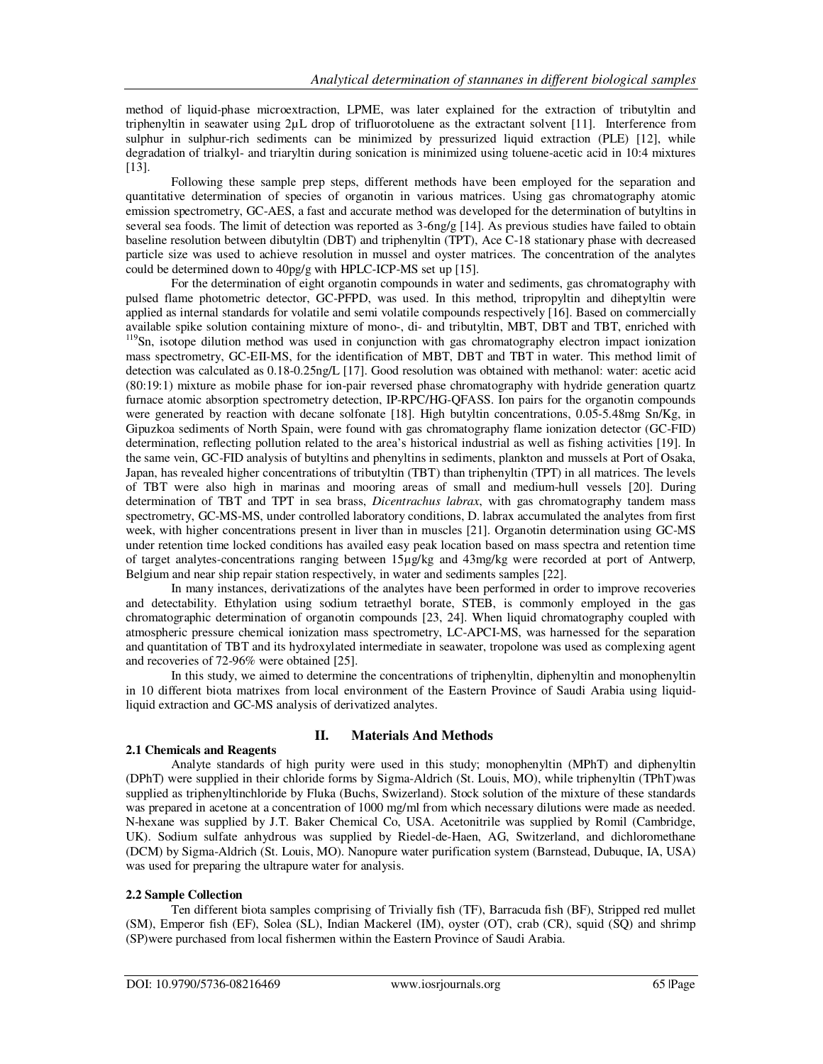method of liquid-phase microextraction, LPME, was later explained for the extraction of tributyltin and triphenyltin in seawater using 2µL drop of trifluorotoluene as the extractant solvent [11]. Interference from sulphur in sulphur-rich sediments can be minimized by pressurized liquid extraction (PLE) [12], while degradation of trialkyl- and triaryltin during sonication is minimized using toluene-acetic acid in 10:4 mixtures [13].

Following these sample prep steps, different methods have been employed for the separation and quantitative determination of species of organotin in various matrices. Using gas chromatography atomic emission spectrometry, GC-AES, a fast and accurate method was developed for the determination of butyltins in several sea foods. The limit of detection was reported as 3-6ng/g [14]. As previous studies have failed to obtain baseline resolution between dibutyltin (DBT) and triphenyltin (TPT), Ace C-18 stationary phase with decreased particle size was used to achieve resolution in mussel and oyster matrices. The concentration of the analytes could be determined down to 40pg/g with HPLC-ICP-MS set up [15].

For the determination of eight organotin compounds in water and sediments, gas chromatography with pulsed flame photometric detector, GC-PFPD, was used. In this method, tripropyltin and diheptyltin were applied as internal standards for volatile and semi volatile compounds respectively [16]. Based on commercially available spike solution containing mixture of mono-, di- and tributyltin, MBT, DBT and TBT, enriched with $^{119}$Sn, isotope dilution method was used in conjunction with gas chromatography electron impact ionization mass spectrometry, GC-EII-MS, for the identification of MBT, DBT and TBT in water. This method limit of detection was calculated as 0.18-0.25ng/L [17]. Good resolution was obtained with methanol: water: acetic acid (80:19:1) mixture as mobile phase for ion-pair reversed phase chromatography with hydride generation quartz furnace atomic absorption spectrometry detection, IP-RPC/HG-QFASS. Ion pairs for the organotin compounds were generated by reaction with decane solfonate [18]. High butyltin concentrations, 0.05-5.48mg Sn/Kg, in Gipuzkoa sediments of North Spain, were found with gas chromatography flame ionization detector (GC-FID) determination, reflecting pollution related to the area's historical industrial as well as fishing activities [19]. In the same vein, GC-FID analysis of butyltins and phenyltins in sediments, plankton and mussels at Port of Osaka, Japan, has revealed higher concentrations of tributyltin (TBT) than triphenyltin (TPT) in all matrices. The levels of TBT were also high in marinas and mooring areas of small and medium-hull vessels [20]. During determination of TBT and TPT in sea brass, *Dicentrachus labrax*, with gas chromatography tandem mass spectrometry, GC-MS-MS, under controlled laboratory conditions, D. labrax accumulated the analytes from first week, with higher concentrations present in liver than in muscles [21]. Organotin determination using GC-MS under retention time locked conditions has availed easy peak location based on mass spectra and retention time of target analytes-concentrations ranging between 15µg/kg and 43mg/kg were recorded at port of Antwerp, Belgium and near ship repair station respectively, in water and sediments samples [22].

In many instances, derivatizations of the analytes have been performed in order to improve recoveries and detectability. Ethylation using sodium tetraethyl borate, STEB, is commonly employed in the gas chromatographic determination of organotin compounds [23, 24]. When liquid chromatography coupled with atmospheric pressure chemical ionization mass spectrometry, LC-APCI-MS, was harnessed for the separation and quantitation of TBT and its hydroxylated intermediate in seawater, tropolone was used as complexing agent and recoveries of 72-96% were obtained [25].

In this study, we aimed to determine the concentrations of triphenyltin, diphenyltin and monophenyltin in 10 different biota matrixes from local environment of the Eastern Province of Saudi Arabia using liquid-liquid extraction and GC-MS analysis of derivatized analytes.

## II. Materials And Methods

### 2.1 Chemicals and Reagents

Analyte standards of high purity were used in this study; monophenyltin (MPhT) and diphenyltin (DPhT) were supplied in their chloride forms by Sigma-Aldrich (St. Louis, MO), while triphenyltin (TPhT)was supplied as triphenyltinchloride by Fluka (Buchs, Swizerland). Stock solution of the mixture of these standards was prepared in acetone at a concentration of 1000 mg/ml from which necessary dilutions were made as needed. N-hexane was supplied by J.T. Baker Chemical Co, USA. Acetonitrile was supplied by Romil (Cambridge, UK). Sodium sulfate anhydrous was supplied by Riedel-de-Haen, AG, Switzerland, and dichloromethane (DCM) by Sigma-Aldrich (St. Louis, MO). Nanopure water purification system (Barnstead, Dubuque, IA, USA) was used for preparing the ultrapure water for analysis.

### 2.2 Sample Collection

Ten different biota samples comprising of Trivially fish (TF), Barracuda fish (BF), Stripped red mullet (SM), Emperor fish (EF), Solea (SL), Indian Mackerel (IM), oyster (OT), crab (CR), squid (SQ) and shrimp (SP)were purchased from local fishermen within the Eastern Province of Saudi Arabia.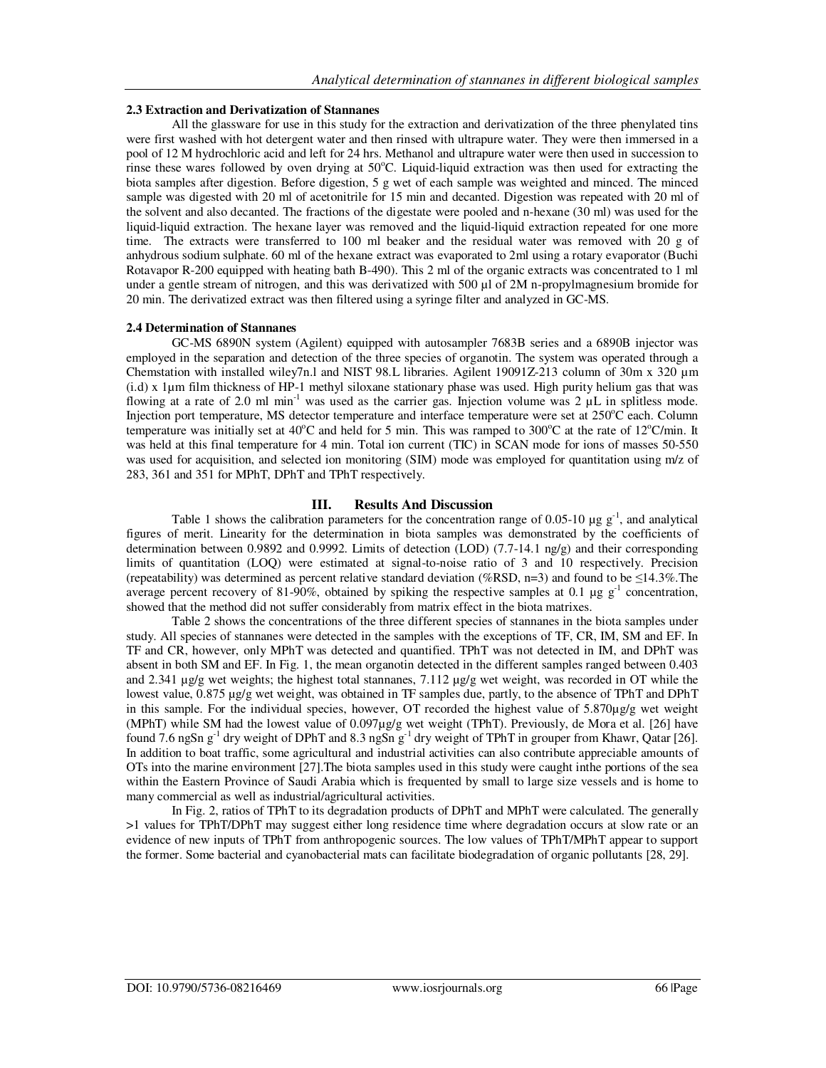### 2.3 Extraction and Derivatization of Stannanes

All the glassware for use in this study for the extraction and derivatization of the three phenylated tins were first washed with hot detergent water and then rinsed with ultrapure water. They were then immersed in a pool of 12 M hydrochloric acid and left for 24 hrs. Methanol and ultrapure water were then used in succession to rinse these wares followed by oven drying at 50°C. Liquid-liquid extraction was then used for extracting the biota samples after digestion. Before digestion, 5 g wet of each sample was weighted and minced. The minced sample was digested with 20 ml of acetonitrile for 15 min and decanted. Digestion was repeated with 20 ml of the solvent and also decanted. The fractions of the digestate were pooled and n-hexane (30 ml) was used for the liquid-liquid extraction. The hexane layer was removed and the liquid-liquid extraction repeated for one more time. The extracts were transferred to 100 ml beaker and the residual water was removed with 20 g of anhydrous sodium sulphate. 60 ml of the hexane extract was evaporated to 2ml using a rotary evaporator (Buchi Rotavapor R-200 equipped with heating bath B-490). This 2 ml of the organic extracts was concentrated to 1 ml under a gentle stream of nitrogen, and this was derivatized with 500 µl of 2M n-propylmagnesium bromide for 20 min. The derivatized extract was then filtered using a syringe filter and analyzed in GC-MS.

### 2.4 Determination of Stannanes

GC-MS 6890N system (Agilent) equipped with autosampler 7683B series and a 6890B injector was employed in the separation and detection of the three species of organotin. The system was operated through a Chemstation with installed wiley7n.l and NIST 98.L libraries. Agilent 19091Z-213 column of 30m x 320 µm (i.d) x 1µm film thickness of HP-1 methyl siloxane stationary phase was used. High purity helium gas that was flowing at a rate of 2.0 ml $min^{-1}$ was used as the carrier gas. Injection volume was 2 µL in splitless mode. Injection port temperature, MS detector temperature and interface temperature were set at 250°C each. Column temperature was initially set at 40°C and held for 5 min. This was ramped to 300°C at the rate of 12°C/min. It was held at this final temperature for 4 min. Total ion current (TIC) in SCAN mode for ions of masses 50-550 was used for acquisition, and selected ion monitoring (SIM) mode was employed for quantitation using m/z of 283, 361 and 351 for MPhT, DPhT and TPhT respectively.

## III. Results And Discussion

Table 1 shows the calibration parameters for the concentration range of 0.05-10 µg $g^{-1}$, and analytical figures of merit. Linearity for the determination in biota samples was demonstrated by the coefficients of determination between 0.9892 and 0.9992. Limits of detection (LOD) (7.7-14.1 ng/g) and their corresponding limits of quantitation (LOQ) were estimated at signal-to-noise ratio of 3 and 10 respectively. Precision (repeatability) was determined as percent relative standard deviation (%RSD, n=3) and found to be ≤14.3%.The average percent recovery of 81-90%, obtained by spiking the respective samples at 0.1 µg $g^{-1}$ concentration, showed that the method did not suffer considerably from matrix effect in the biota matrixes.

Table 2 shows the concentrations of the three different species of stannanes in the biota samples under study. All species of stannanes were detected in the samples with the exceptions of TF, CR, IM, SM and EF. In TF and CR, however, only MPhT was detected and quantified. TPhT was not detected in IM, and DPhT was absent in both SM and EF. In Fig. 1, the mean organotin detected in the different samples ranged between 0.403 and 2.341 µg/g wet weights; the highest total stannanes, 7.112 µg/g wet weight, was recorded in OT while the lowest value, 0.875 µg/g wet weight, was obtained in TF samples due, partly, to the absence of TPhT and DPhT in this sample. For the individual species, however, OT recorded the highest value of 5.870µg/g wet weight (MPhT) while SM had the lowest value of 0.097µg/g wet weight (TPhT). Previously, de Mora et al. [26] have found 7.6 ngSn $g^{-1}$ dry weight of DPhT and 8.3 ngSn $g^{-1}$ dry weight of TPhT in grouper from Khawr, Qatar [26]. In addition to boat traffic, some agricultural and industrial activities can also contribute appreciable amounts of OTs into the marine environment [27].The biota samples used in this study were caught inthe portions of the sea within the Eastern Province of Saudi Arabia which is frequented by small to large size vessels and is home to many commercial as well as industrial/agricultural activities.

In Fig. 2, ratios of TPhT to its degradation products of DPhT and MPhT were calculated. The generally >1 values for TPhT/DPhT may suggest either long residence time where degradation occurs at slow rate or an evidence of new inputs of TPhT from anthropogenic sources. The low values of TPhT/MPhT appear to support the former. Some bacterial and cyanobacterial mats can facilitate biodegradation of organic pollutants [28, 29].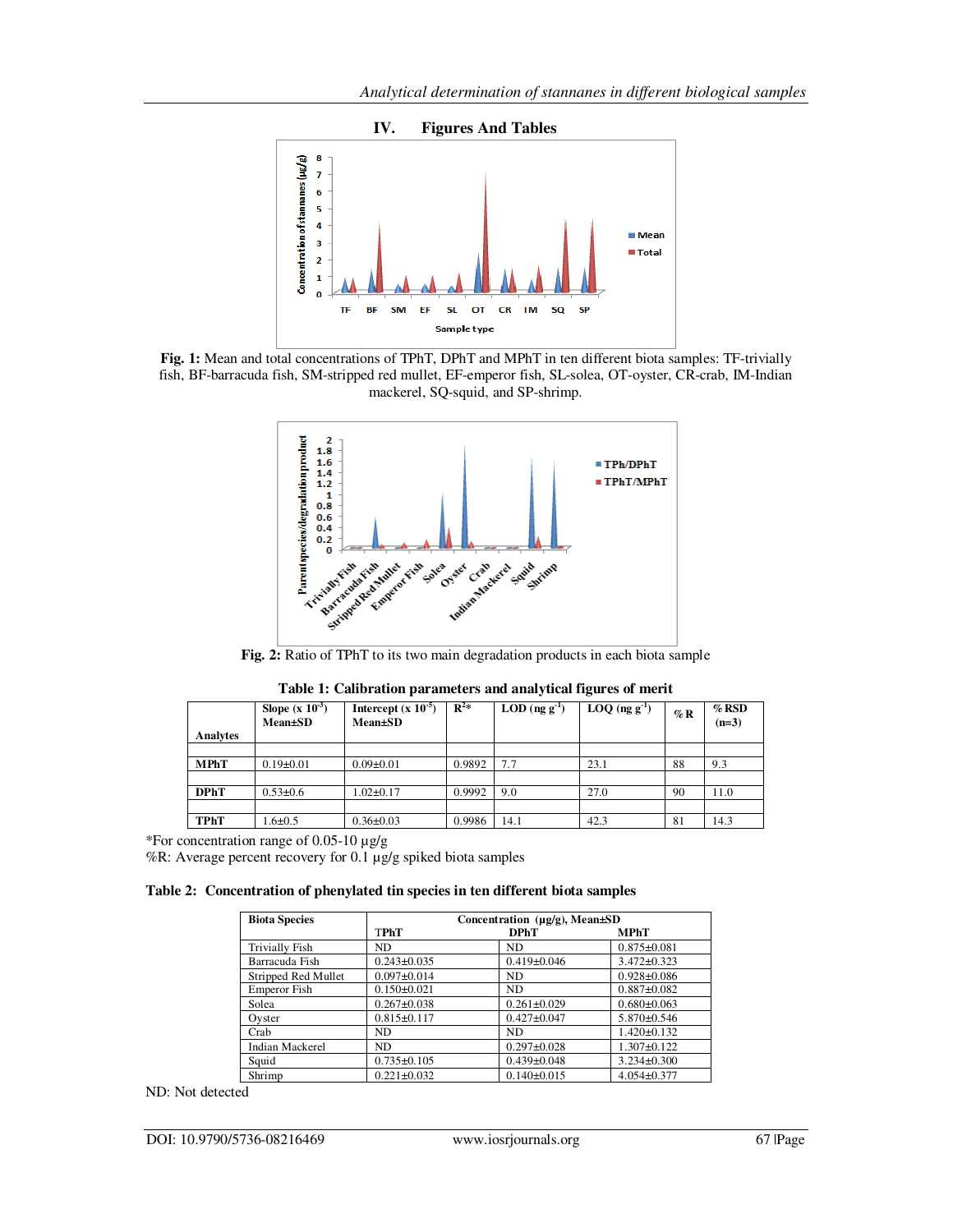## IV. Figures And Tables

**Fig. 1:** Mean and total concentrations of TPhT, DPhT and MPhT in ten different biota samples: TF-trivially fish, BF-barracuda fish, SM-stripped red mullet, EF-emperor fish, SL-solea, OT-oyster, CR-crab, IM-Indian mackerel, SQ-squid, and SP-shrimp.

**Fig. 2:** Ratio of TPhT to its two main degradation products in each biota sample

**Table 1: Calibration parameters and analytical figures of merit**

| Analytes | Slope (x $10^{-3}$) Mean±SD | Intercept (x $10^{-5}$) Mean±SD | $R^2$* | LOD (ng $g^{-1}$) | LOQ (ng $g^{-1}$) | %R | %RSD (n=3) |
|---|---|---|---|---|---|---|---|
| MPhT | 0.19±0.01 | 0.09±0.01 | 0.9892 | 7.7 | 23.1 | 88 | 9.3 |
| DPhT | 0.53±0.6 | 1.02±0.17 | 0.9992 | 9.0 | 27.0 | 90 | 11.0 |
| TPhT | 1.6±0.5 | 0.36±0.03 | 0.9986 | 14.1 | 42.3 | 81 | 14.3 |

*For concentration range of 0.05-10 µg/g
%R: Average percent recovery for 0.1 µg/g spiked biota samples

**Table 2: Concentration of phenylated tin species in ten different biota samples**

| Biota Species | Concentration (µg/g), Mean±SD TPhT | DPhT | MPhT |
|---|---|---|---|
| Trivially Fish | ND | ND | 0.875±0.081 |
| Barracuda Fish | 0.243±0.035 | 0.419±0.046 | 3.472±0.323 |
| Stripped Red Mullet | 0.097±0.014 | ND | 0.928±0.086 |
| Emperor Fish | 0.150±0.021 | ND | 0.887±0.082 |
| Solea | 0.267±0.038 | 0.261±0.029 | 0.680±0.063 |
| Oyster | 0.815±0.117 | 0.427±0.047 | 5.870±0.546 |
| Crab | ND | ND | 1.420±0.132 |
| Indian Mackerel | ND | 0.297±0.028 | 1.307±0.122 |
| Squid | 0.735±0.105 | 0.439±0.048 | 3.234±0.300 |
| Shrimp | 0.221±0.032 | 0.140±0.015 | 4.054±0.377 |

ND: Not detected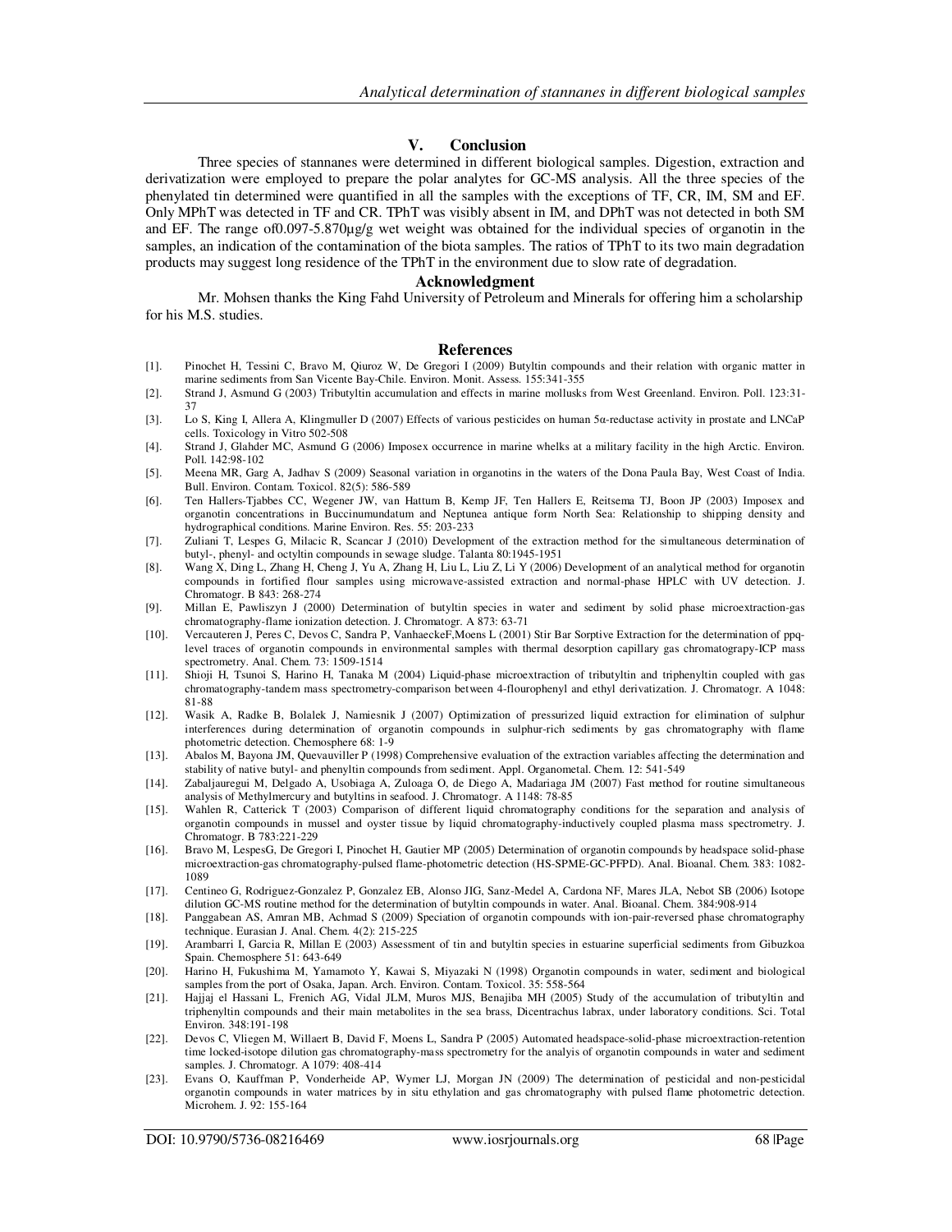## V. Conclusion

Three species of stannanes were determined in different biological samples. Digestion, extraction and derivatization were employed to prepare the polar analytes for GC-MS analysis. All the three species of the phenylated tin determined were quantified in all the samples with the exceptions of TF, CR, IM, SM and EF. Only MPhT was detected in TF and CR. TPhT was visibly absent in IM, and DPhT was not detected in both SM and EF. The range of0.097-5.870µg/g wet weight was obtained for the individual species of organotin in the samples, an indication of the contamination of the biota samples. The ratios of TPhT to its two main degradation products may suggest long residence of the TPhT in the environment due to slow rate of degradation.

## Acknowledgment

Mr. Mohsen thanks the King Fahd University of Petroleum and Minerals for offering him a scholarship for his M.S. studies.

## References

[1]. Pinochet H, Tessini C, Bravo M, Qiuroz W, De Gregori I (2009) Butyltin compounds and their relation with organic matter in marine sediments from San Vicente Bay-Chile. Environ. Monit. Assess. 155:341-355

[2]. Strand J, Asmund G (2003) Tributyltin accumulation and effects in marine mollusks from West Greenland. Environ. Poll. 123:31-37

[3]. Lo S, King I, Allera A, Klingmuller D (2007) Effects of various pesticides on human 5α-reductase activity in prostate and LNCaP cells. Toxicology in Vitro 502-508

[4]. Strand J, Glahder MC, Asmund G (2006) Imposex occurrence in marine whelks at a military facility in the high Arctic. Environ. Poll. 142:98-102

[5]. Meena MR, Garg A, Jadhav S (2009) Seasonal variation in organotins in the waters of the Dona Paula Bay, West Coast of India. Bull. Environ. Contam. Toxicol. 82(5): 586-589

[6]. Ten Hallers-Tjabbes CC, Wegener JW, van Hattum B, Kemp JF, Ten Hallers E, Reitsema TJ, Boon JP (2003) Imposex and organotin concentrations in Buccinumundatum and Neptunea antique form North Sea: Relationship to shipping density and hydrographical conditions. Marine Environ. Res. 55: 203-233

[7]. Zuliani T, Lespes G, Milacic R, Scancar J (2010) Development of the extraction method for the simultaneous determination of butyl-, phenyl- and octyltin compounds in sewage sludge. Talanta 80:1945-1951

[8]. Wang X, Ding L, Zhang H, Cheng J, Yu A, Zhang H, Liu L, Liu Z, Li Y (2006) Development of an analytical method for organotin compounds in fortified flour samples using microwave-assisted extraction and normal-phase HPLC with UV detection. J. Chromatogr. B 843: 268-274

[9]. Millan E, Pawliszyn J (2000) Determination of butyltin species in water and sediment by solid phase microextraction-gas chromatography-flame ionization detection. J. Chromatogr. A 873: 63-71

[10]. Vercauteren J, Peres C, Devos C, Sandra P, VanhaeckeF,Moens L (2001) Stir Bar Sorptive Extraction for the determination of ppq-level traces of organotin compounds in environmental samples with thermal desorption capillary gas chromatograpy-ICP mass spectrometry. Anal. Chem. 73: 1509-1514

[11]. Shioji H, Tsunoi S, Harino H, Tanaka M (2004) Liquid-phase microextraction of tributyltin and triphenyltin coupled with gas chromatography-tandem mass spectrometry-comparison between 4-flourophenyl and ethyl derivatization. J. Chromatogr. A 1048: 81-88

[12]. Wasik A, Radke B, Bolalek J, Namiesnik J (2007) Optimization of pressurized liquid extraction for elimination of sulphur interferences during determination of organotin compounds in sulphur-rich sediments by gas chromatography with flame photometric detection. Chemosphere 68: 1-9

[13]. Abalos M, Bayona JM, Quevauviller P (1998) Comprehensive evaluation of the extraction variables affecting the determination and stability of native butyl- and phenyltin compounds from sediment. Appl. Organometal. Chem. 12: 541-549

[14]. Zabaljauregui M, Delgado A, Usobiaga A, Zuloaga O, de Diego A, Madariaga JM (2007) Fast method for routine simultaneous analysis of Methylmercury and butyltins in seafood. J. Chromatogr. A 1148: 78-85

[15]. Wahlen R, Catterick T (2003) Comparison of different liquid chromatography conditions for the separation and analysis of organotin compounds in mussel and oyster tissue by liquid chromatography-inductively coupled plasma mass spectrometry. J. Chromatogr. B 783:221-229

[16]. Bravo M, LespesG, De Gregori I, Pinochet H, Gautier MP (2005) Determination of organotin compounds by headspace solid-phase microextraction-gas chromatography-pulsed flame-photometric detection (HS-SPME-GC-PFPD). Anal. Bioanal. Chem. 383: 1082-1089

[17]. Centineo G, Rodriguez-Gonzalez P, Gonzalez EB, Alonso JIG, Sanz-Medel A, Cardona NF, Mares JLA, Nebot SB (2006) Isotope dilution GC-MS routine method for the determination of butyltin compounds in water. Anal. Bioanal. Chem. 384:908-914

[18]. Panggabean AS, Amran MB, Achmad S (2009) Speciation of organotin compounds with ion-pair-reversed phase chromatography technique. Eurasian J. Anal. Chem. 4(2): 215-225

[19]. Arambarri I, Garcia R, Millan E (2003) Assessment of tin and butyltin species in estuarine superficial sediments from Gibuzkoa Spain. Chemosphere 51: 643-649

[20]. Harino H, Fukushima M, Yamamoto Y, Kawai S, Miyazaki N (1998) Organotin compounds in water, sediment and biological samples from the port of Osaka, Japan. Arch. Environ. Contam. Toxicol. 35: 558-564

[21]. Hajjaj el Hassani L, Frenich AG, Vidal JLM, Muros MJS, Benajiba MH (2005) Study of the accumulation of tributyltin and triphenyltin compounds and their main metabolites in the sea brass, Dicentrachus labrax, under laboratory conditions. Sci. Total Environ. 348:191-198

[22]. Devos C, Vliegen M, Willaert B, David F, Moens L, Sandra P (2005) Automated headspace-solid-phase microextraction-retention time locked-isotope dilution gas chromatography-mass spectrometry for the analyis of organotin compounds in water and sediment samples. J. Chromatogr. A 1079: 408-414

[23]. Evans O, Kauffman P, Vonderheide AP, Wymer LJ, Morgan JN (2009) The determination of pesticidal and non-pesticidal organotin compounds in water matrices by in situ ethylation and gas chromatography with pulsed flame photometric detection. Microhem. J. 92: 155-164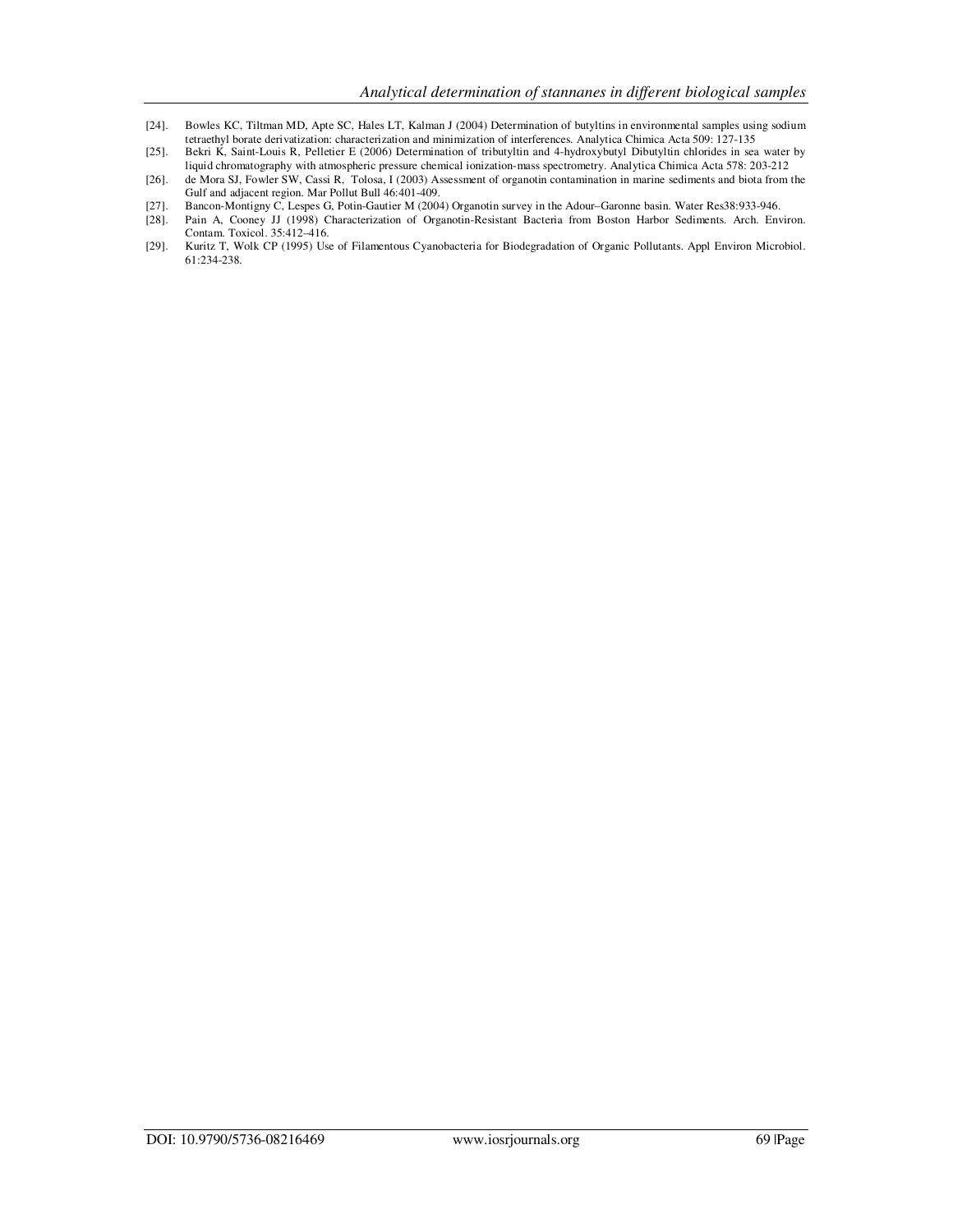[24]. Bowles KC, Tiltman MD, Apte SC, Hales LT, Kalman J (2004) Determination of butyltins in environmental samples using sodium tetraethyl borate derivatization: characterization and minimization of interferences. Analytica Chimica Acta 509: 127-135

[25]. Bekri K, Saint-Louis R, Pelletier E (2006) Determination of tributyltin and 4-hydroxybutyl Dibutyltin chlorides in sea water by liquid chromatography with atmospheric pressure chemical ionization-mass spectrometry. Analytica Chimica Acta 578: 203-212

[26]. de Mora SJ, Fowler SW, Cassi R, Tolosa, I (2003) Assessment of organotin contamination in marine sediments and biota from the Gulf and adjacent region. Mar Pollut Bull 46:401-409.

[27]. Bancon-Montigny C, Lespes G, Potin-Gautier M (2004) Organotin survey in the Adour–Garonne basin. Water Res38:933-946.

[28]. Pain A, Cooney JJ (1998) Characterization of Organotin-Resistant Bacteria from Boston Harbor Sediments. Arch. Environ. Contam. Toxicol. 35:412–416.

[29]. Kuritz T, Wolk CP (1995) Use of Filamentous Cyanobacteria for Biodegradation of Organic Pollutants. Appl Environ Microbiol. 61:234-238.